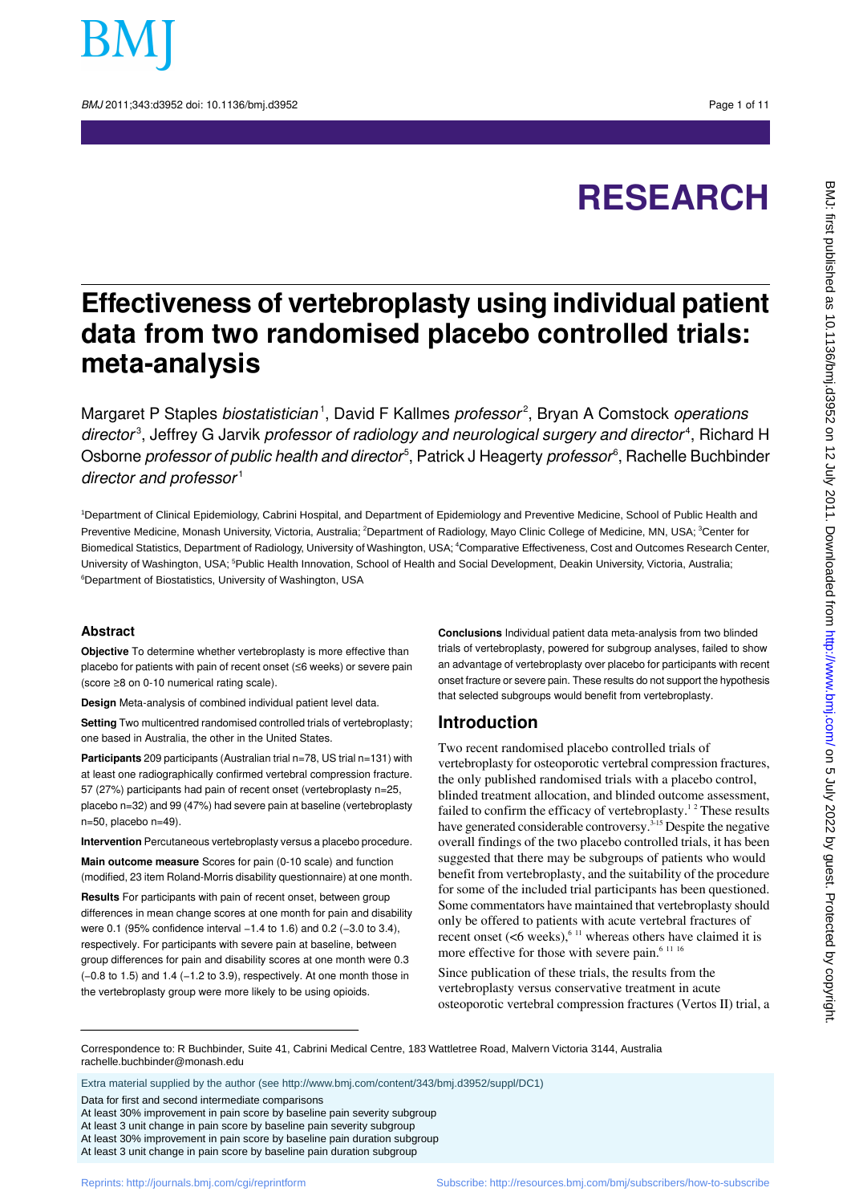# RESEARCH

# Effectiveness of vertebroplasty using individual patient data from two randomised placebo controlled trials: meta-analysis

Margaret P Staples *biostatistician*[1], David F Kallmes *professor*[2], Bryan A Comstock *operations director*[3], Jeffrey G Jarvik *professor of radiology and neurological surgery and director*[4], Richard H Osborne *professor of public health and director*[5], Patrick J Heagerty *professor*[6], Rachelle Buchbinder *director and professor*[1]

[1]Department of Clinical Epidemiology, Cabrini Hospital, and Department of Epidemiology and Preventive Medicine, School of Public Health and Preventive Medicine, Monash University, Victoria, Australia; [2]Department of Radiology, Mayo Clinic College of Medicine, MN, USA; [3]Center for Biomedical Statistics, Department of Radiology, University of Washington, USA; [4]Comparative Effectiveness, Cost and Outcomes Research Center, University of Washington, USA; [5]Public Health Innovation, School of Health and Social Development, Deakin University, Victoria, Australia; [6]Department of Biostatistics, University of Washington, USA

## Abstract

**Objective** To determine whether vertebroplasty is more effective than placebo for patients with pain of recent onset (≤6 weeks) or severe pain (score ≥8 on 0-10 numerical rating scale).

**Design** Meta-analysis of combined individual patient level data.

**Setting** Two multicentred randomised controlled trials of vertebroplasty; one based in Australia, the other in the United States.

**Participants** 209 participants (Australian trial n=78, US trial n=131) with at least one radiographically confirmed vertebral compression fracture. 57 (27%) participants had pain of recent onset (vertebroplasty n=25, placebo n=32) and 99 (47%) had severe pain at baseline (vertebroplasty n=50, placebo n=49).

**Intervention** Percutaneous vertebroplasty versus a placebo procedure.

**Main outcome measure** Scores for pain (0-10 scale) and function (modified, 23 item Roland-Morris disability questionnaire) at one month.

**Results** For participants with pain of recent onset, between group differences in mean change scores at one month for pain and disability were 0.1 (95% confidence interval −1.4 to 1.6) and 0.2 (−3.0 to 3.4), respectively. For participants with severe pain at baseline, between group differences for pain and disability scores at one month were 0.3 (−0.8 to 1.5) and 1.4 (−1.2 to 3.9), respectively. At one month those in the vertebroplasty group were more likely to be using opioids.

**Conclusions** Individual patient data meta-analysis from two blinded trials of vertebroplasty, powered for subgroup analyses, failed to show an advantage of vertebroplasty over placebo for participants with recent onset fracture or severe pain. These results do not support the hypothesis that selected subgroups would benefit from vertebroplasty.

## Introduction

Two recent randomised placebo controlled trials of vertebroplasty for osteoporotic vertebral compression fractures, the only published randomised trials with a placebo control, blinded treatment allocation, and blinded outcome assessment, failed to confirm the efficacy of vertebroplasty.[1 2] These results have generated considerable controversy.[3-15] Despite the negative overall findings of the two placebo controlled trials, it has been suggested that there may be subgroups of patients who would benefit from vertebroplasty, and the suitability of the procedure for some of the included trial participants has been questioned. Some commentators have maintained that vertebroplasty should only be offered to patients with acute vertebral fractures of recent onset (<6 weeks),[6 11] whereas others have claimed it is more effective for those with severe pain.[6 11 16]

Since publication of these trials, the results from the vertebroplasty versus conservative treatment in acute osteoporotic vertebral compression fractures (Vertos II) trial, a

Correspondence to: R Buchbinder, Suite 41, Cabrini Medical Centre, 183 Wattletree Road, Malvern Victoria 3144, Australia rachelle.buchbinder@monash.edu

Extra material supplied by the author (see http://www.bmj.com/content/343/bmj.d3952/suppl/DC1)

Data for first and second intermediate comparisons
At least 30% improvement in pain score by baseline pain severity subgroup
At least 3 unit change in pain score by baseline pain severity subgroup
At least 30% improvement in pain score by baseline pain duration subgroup
At least 3 unit change in pain score by baseline pain duration subgroup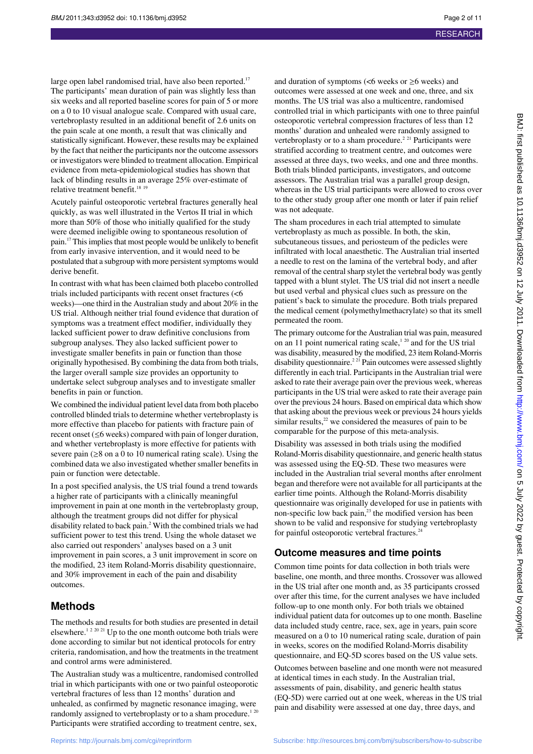large open label randomised trial, have also been reported.[17] The participants' mean duration of pain was slightly less than six weeks and all reported baseline scores for pain of 5 or more on a 0 to 10 visual analogue scale. Compared with usual care, vertebroplasty resulted in an additional benefit of 2.6 units on the pain scale at one month, a result that was clinically and statistically significant. However, these results may be explained by the fact that neither the participants nor the outcome assessors or investigators were blinded to treatment allocation. Empirical evidence from meta-epidemiological studies has shown that lack of blinding results in an average 25% over-estimate of relative treatment benefit.[18 19]

Acutely painful osteoporotic vertebral fractures generally heal quickly, as was well illustrated in the Vertos II trial in which more than 50% of those who initially qualified for the study were deemed ineligible owing to spontaneous resolution of pain.[17] This implies that most people would be unlikely to benefit from early invasive intervention, and it would need to be postulated that a subgroup with more persistent symptoms would derive benefit.

In contrast with what has been claimed both placebo controlled trials included participants with recent onset fractures (<6 weeks)—one third in the Australian study and about 20% in the US trial. Although neither trial found evidence that duration of symptoms was a treatment effect modifier, individually they lacked sufficient power to draw definitive conclusions from subgroup analyses. They also lacked sufficient power to investigate smaller benefits in pain or function than those originally hypothesised. By combining the data from both trials, the larger overall sample size provides an opportunity to undertake select subgroup analyses and to investigate smaller benefits in pain or function.

We combined the individual patient level data from both placebo controlled blinded trials to determine whether vertebroplasty is more effective than placebo for patients with fracture pain of recent onset (≤6 weeks) compared with pain of longer duration, and whether vertebroplasty is more effective for patients with severe pain (≥8 on a 0 to 10 numerical rating scale). Using the combined data we also investigated whether smaller benefits in pain or function were detectable.

In a post specified analysis, the US trial found a trend towards a higher rate of participants with a clinically meaningful improvement in pain at one month in the vertebroplasty group, although the treatment groups did not differ for physical disability related to back pain.[2] With the combined trials we had sufficient power to test this trend. Using the whole dataset we also carried out responders' analyses based on a 3 unit improvement in pain scores, a 3 unit improvement in score on the modified, 23 item Roland-Morris disability questionnaire, and 30% improvement in each of the pain and disability outcomes.

## Methods

The methods and results for both studies are presented in detail elsewhere.[1 2 20 21] Up to the one month outcome both trials were done according to similar but not identical protocols for entry criteria, randomisation, and how the treatments in the treatment and control arms were administered.

The Australian study was a multicentre, randomised controlled trial in which participants with one or two painful osteoporotic vertebral fractures of less than 12 months' duration and unhealed, as confirmed by magnetic resonance imaging, were randomly assigned to vertebroplasty or to a sham procedure.[1 20] Participants were stratified according to treatment centre, sex, and duration of symptoms (<6 weeks or ≥6 weeks) and outcomes were assessed at one week and one, three, and six months. The US trial was also a multicentre, randomised controlled trial in which participants with one to three painful osteoporotic vertebral compression fractures of less than 12 months' duration and unhealed were randomly assigned to vertebroplasty or to a sham procedure.[2 21] Participants were stratified according to treatment centre, and outcomes were assessed at three days, two weeks, and one and three months. Both trials blinded participants, investigators, and outcome assessors. The Australian trial was a parallel group design, whereas in the US trial participants were allowed to cross over to the other study group after one month or later if pain relief was not adequate.

The sham procedures in each trial attempted to simulate vertebroplasty as much as possible. In both, the skin, subcutaneous tissues, and periosteum of the pedicles were infiltrated with local anaesthetic. The Australian trial inserted a needle to rest on the lamina of the vertebral body, and after removal of the central sharp stylet the vertebral body was gently tapped with a blunt stylet. The US trial did not insert a needle but used verbal and physical clues such as pressure on the patient's back to simulate the procedure. Both trials prepared the medical cement (polymethylmethacrylate) so that its smell permeated the room.

The primary outcome for the Australian trial was pain, measured on an 11 point numerical rating scale,[1 20] and for the US trial was disability, measured by the modified, 23 item Roland-Morris disability questionnaire.[2 21] Pain outcomes were assessed slightly differently in each trial. Participants in the Australian trial were asked to rate their average pain over the previous week, whereas participants in the US trial were asked to rate their average pain over the previous 24 hours. Based on empirical data which show that asking about the previous week or previous 24 hours yields similar results,[22] we considered the measures of pain to be comparable for the purpose of this meta-analysis.

Disability was assessed in both trials using the modified Roland-Morris disability questionnaire, and generic health status was assessed using the EQ-5D. These two measures were included in the Australian trial several months after enrolment began and therefore were not available for all participants at the earlier time points. Although the Roland-Morris disability questionnaire was originally developed for use in patients with non-specific low back pain,[23] the modified version has been shown to be valid and responsive for studying vertebroplasty for painful osteoporotic vertebral fractures.[24]

### Outcome measures and time points

Common time points for data collection in both trials were baseline, one month, and three months. Crossover was allowed in the US trial after one month and, as 35 participants crossed over after this time, for the current analyses we have included follow-up to one month only. For both trials we obtained individual patient data for outcomes up to one month. Baseline data included study centre, race, sex, age in years, pain score measured on a 0 to 10 numerical rating scale, duration of pain in weeks, scores on the modified Roland-Morris disability questionnaire, and EQ-5D scores based on the US value sets.

Outcomes between baseline and one month were not measured at identical times in each study. In the Australian trial, assessments of pain, disability, and generic health status (EQ-5D) were carried out at one week, whereas in the US trial pain and disability were assessed at one day, three days, and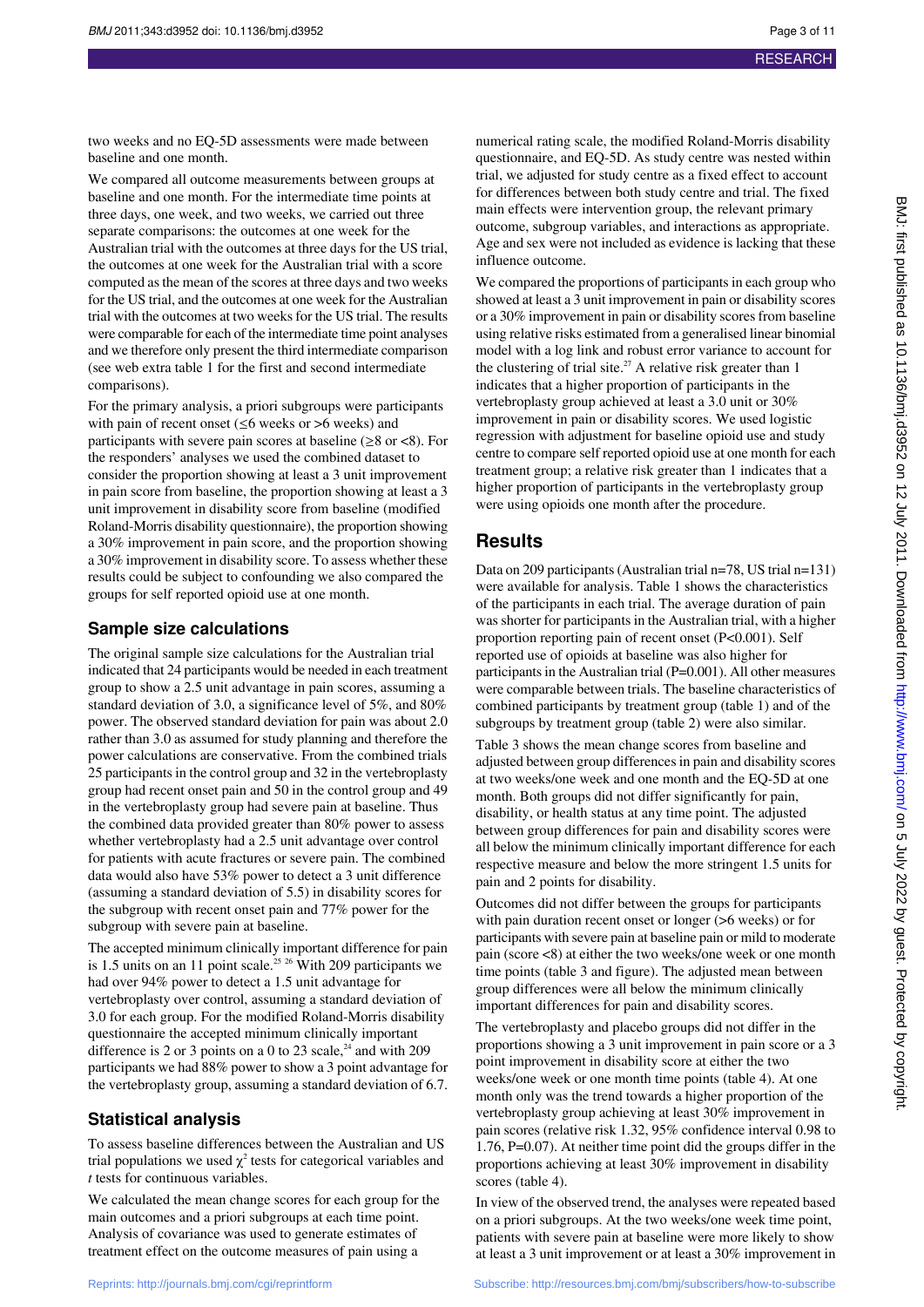two weeks and no EQ-5D assessments were made between baseline and one month.

We compared all outcome measurements between groups at baseline and one month. For the intermediate time points at three days, one week, and two weeks, we carried out three separate comparisons: the outcomes at one week for the Australian trial with the outcomes at three days for the US trial, the outcomes at one week for the Australian trial with a score computed as the mean of the scores at three days and two weeks for the US trial, and the outcomes at one week for the Australian trial with the outcomes at two weeks for the US trial. The results were comparable for each of the intermediate time point analyses and we therefore only present the third intermediate comparison (see web extra table 1 for the first and second intermediate comparisons).

For the primary analysis, a priori subgroups were participants with pain of recent onset (≤6 weeks or >6 weeks) and participants with severe pain scores at baseline (≥8 or <8). For the responders' analyses we used the combined dataset to consider the proportion showing at least a 3 unit improvement in pain score from baseline, the proportion showing at least a 3 unit improvement in disability score from baseline (modified Roland-Morris disability questionnaire), the proportion showing a 30% improvement in pain score, and the proportion showing a 30% improvement in disability score. To assess whether these results could be subject to confounding we also compared the groups for self reported opioid use at one month.

## Sample size calculations

The original sample size calculations for the Australian trial indicated that 24 participants would be needed in each treatment group to show a 2.5 unit advantage in pain scores, assuming a standard deviation of 3.0, a significance level of 5%, and 80% power. The observed standard deviation for pain was about 2.0 rather than 3.0 as assumed for study planning and therefore the power calculations are conservative. From the combined trials 25 participants in the control group and 32 in the vertebroplasty group had recent onset pain and 50 in the control group and 49 in the vertebroplasty group had severe pain at baseline. Thus the combined data provided greater than 80% power to assess whether vertebroplasty had a 2.5 unit advantage over control for patients with acute fractures or severe pain. The combined data would also have 53% power to detect a 3 unit difference (assuming a standard deviation of 5.5) in disability scores for the subgroup with recent onset pain and 77% power for the subgroup with severe pain at baseline.

The accepted minimum clinically important difference for pain is 1.5 units on an 11 point scale.[25 26] With 209 participants we had over 94% power to detect a 1.5 unit advantage for vertebroplasty over control, assuming a standard deviation of 3.0 for each group. For the modified Roland-Morris disability questionnaire the accepted minimum clinically important difference is 2 or 3 points on a 0 to 23 scale,[24] and with 209 participants we had 88% power to show a 3 point advantage for the vertebroplasty group, assuming a standard deviation of 6.7.

## Statistical analysis

To assess baseline differences between the Australian and US trial populations we used $\chi^2$ tests for categorical variables and *t* tests for continuous variables.

We calculated the mean change scores for each group for the main outcomes and a priori subgroups at each time point. Analysis of covariance was used to generate estimates of treatment effect on the outcome measures of pain using a numerical rating scale, the modified Roland-Morris disability questionnaire, and EQ-5D. As study centre was nested within trial, we adjusted for study centre as a fixed effect to account for differences between both study centre and trial. The fixed main effects were intervention group, the relevant primary outcome, subgroup variables, and interactions as appropriate. Age and sex were not included as evidence is lacking that these influence outcome.

We compared the proportions of participants in each group who showed at least a 3 unit improvement in pain or disability scores or a 30% improvement in pain or disability scores from baseline using relative risks estimated from a generalised linear binomial model with a log link and robust error variance to account for the clustering of trial site.[27] A relative risk greater than 1 indicates that a higher proportion of participants in the vertebroplasty group achieved at least a 3.0 unit or 30% improvement in pain or disability scores. We used logistic regression with adjustment for baseline opioid use and study centre to compare self reported opioid use at one month for each treatment group; a relative risk greater than 1 indicates that a higher proportion of participants in the vertebroplasty group were using opioids one month after the procedure.

# Results

Data on 209 participants (Australian trial n=78, US trial n=131) were available for analysis. Table 1 shows the characteristics of the participants in each trial. The average duration of pain was shorter for participants in the Australian trial, with a higher proportion reporting pain of recent onset (P<0.001). Self reported use of opioids at baseline was also higher for participants in the Australian trial (P=0.001). All other measures were comparable between trials. The baseline characteristics of combined participants by treatment group (table 1) and of the subgroups by treatment group (table 2) were also similar.

Table 3 shows the mean change scores from baseline and adjusted between group differences in pain and disability scores at two weeks/one week and one month and the EQ-5D at one month. Both groups did not differ significantly for pain, disability, or health status at any time point. The adjusted between group differences for pain and disability scores were all below the minimum clinically important difference for each respective measure and below the more stringent 1.5 units for pain and 2 points for disability.

Outcomes did not differ between the groups for participants with pain duration recent onset or longer (>6 weeks) or for participants with severe pain at baseline pain or mild to moderate pain (score <8) at either the two weeks/one week or one month time points (table 3 and figure). The adjusted mean between group differences were all below the minimum clinically important differences for pain and disability scores.

The vertebroplasty and placebo groups did not differ in the proportions showing a 3 unit improvement in pain score or a 3 point improvement in disability score at either the two weeks/one week or one month time points (table 4). At one month only was the trend towards a higher proportion of the vertebroplasty group achieving at least 30% improvement in pain scores (relative risk 1.32, 95% confidence interval 0.98 to 1.76, P=0.07). At neither time point did the groups differ in the proportions achieving at least 30% improvement in disability scores (table 4).

In view of the observed trend, the analyses were repeated based on a priori subgroups. At the two weeks/one week time point, patients with severe pain at baseline were more likely to show at least a 3 unit improvement or at least a 30% improvement in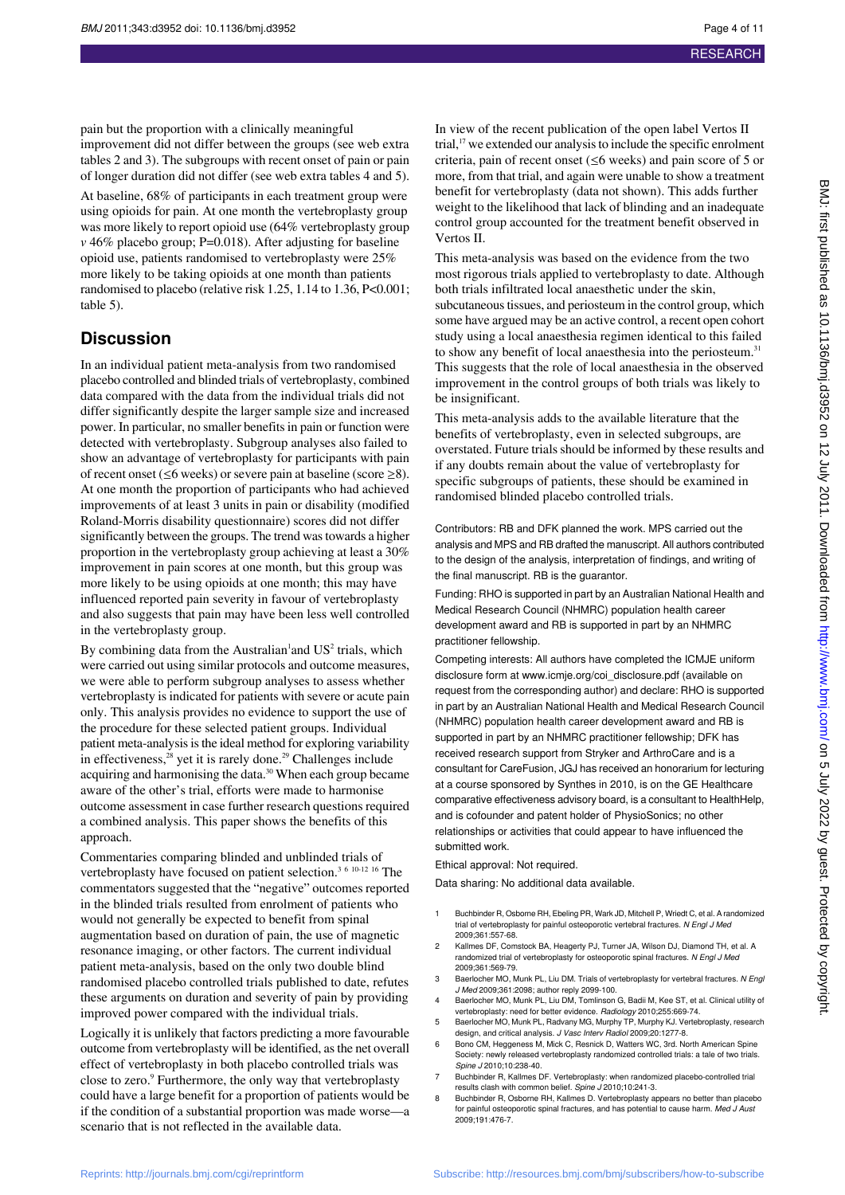pain but the proportion with a clinically meaningful improvement did not differ between the groups (see web extra tables 2 and 3). The subgroups with recent onset of pain or pain of longer duration did not differ (see web extra tables 4 and 5).

At baseline, 68% of participants in each treatment group were using opioids for pain. At one month the vertebroplasty group was more likely to report opioid use (64% vertebroplasty group *v* 46% placebo group; P=0.018). After adjusting for baseline opioid use, patients randomised to vertebroplasty were 25% more likely to be taking opioids at one month than patients randomised to placebo (relative risk 1.25, 1.14 to 1.36, P<0.001; table 5).

## Discussion

In an individual patient meta-analysis from two randomised placebo controlled and blinded trials of vertebroplasty, combined data compared with the data from the individual trials did not differ significantly despite the larger sample size and increased power. In particular, no smaller benefits in pain or function were detected with vertebroplasty. Subgroup analyses also failed to show an advantage of vertebroplasty for participants with pain of recent onset (≤6 weeks) or severe pain at baseline (score ≥8). At one month the proportion of participants who had achieved improvements of at least 3 units in pain or disability (modified Roland-Morris disability questionnaire) scores did not differ significantly between the groups. The trend was towards a higher proportion in the vertebroplasty group achieving at least a 30% improvement in pain scores at one month, but this group was more likely to be using opioids at one month; this may have influenced reported pain severity in favour of vertebroplasty and also suggests that pain may have been less well controlled in the vertebroplasty group.

By combining data from the Australian[1] and US[2] trials, which were carried out using similar protocols and outcome measures, we were able to perform subgroup analyses to assess whether vertebroplasty is indicated for patients with severe or acute pain only. This analysis provides no evidence to support the use of the procedure for these selected patient groups. Individual patient meta-analysis is the ideal method for exploring variability in effectiveness,[28] yet it is rarely done.[29] Challenges include acquiring and harmonising the data.[30] When each group became aware of the other's trial, efforts were made to harmonise outcome assessment in case further research questions required a combined analysis. This paper shows the benefits of this approach.

Commentaries comparing blinded and unblinded trials of vertebroplasty have focused on patient selection.[3 6 10-12 16] The commentators suggested that the "negative" outcomes reported in the blinded trials resulted from enrolment of patients who would not generally be expected to benefit from spinal augmentation based on duration of pain, the use of magnetic resonance imaging, or other factors. The current individual patient meta-analysis, based on the only two double blind randomised placebo controlled trials published to date, refutes these arguments on duration and severity of pain by providing improved power compared with the individual trials.

Logically it is unlikely that factors predicting a more favourable outcome from vertebroplasty will be identified, as the net overall effect of vertebroplasty in both placebo controlled trials was close to zero.[9] Furthermore, the only way that vertebroplasty could have a large benefit for a proportion of patients would be if the condition of a substantial proportion was made worse—a scenario that is not reflected in the available data.

In view of the recent publication of the open label Vertos II trial,[17] we extended our analysis to include the specific enrolment criteria, pain of recent onset (≤6 weeks) and pain score of 5 or more, from that trial, and again were unable to show a treatment benefit for vertebroplasty (data not shown). This adds further weight to the likelihood that lack of blinding and an inadequate control group accounted for the treatment benefit observed in Vertos II.

This meta-analysis was based on the evidence from the two most rigorous trials applied to vertebroplasty to date. Although both trials infiltrated local anaesthetic under the skin, subcutaneous tissues, and periosteum in the control group, which some have argued may be an active control, a recent open cohort study using a local anaesthesia regimen identical to this failed to show any benefit of local anaesthesia into the periosteum.[31] This suggests that the role of local anaesthesia in the observed improvement in the control groups of both trials was likely to be insignificant.

This meta-analysis adds to the available literature that the benefits of vertebroplasty, even in selected subgroups, are overstated. Future trials should be informed by these results and if any doubts remain about the value of vertebroplasty for specific subgroups of patients, these should be examined in randomised blinded placebo controlled trials.

Contributors: RB and DFK planned the work. MPS carried out the analysis and MPS and RB drafted the manuscript. All authors contributed to the design of the analysis, interpretation of findings, and writing of the final manuscript. RB is the guarantor.

Funding: RHO is supported in part by an Australian National Health and Medical Research Council (NHMRC) population health career development award and RB is supported in part by an NHMRC practitioner fellowship.

Competing interests: All authors have completed the ICMJE uniform disclosure form at www.icmje.org/coi_disclosure.pdf (available on request from the corresponding author) and declare: RHO is supported in part by an Australian National Health and Medical Research Council (NHMRC) population health career development award and RB is supported in part by an NHMRC practitioner fellowship; DFK has received research support from Stryker and ArthroCare and is a consultant for CareFusion, JGJ has received an honorarium for lecturing at a course sponsored by Synthes in 2010, is on the GE Healthcare comparative effectiveness advisory board, is a consultant to HealthHelp, and is cofounder and patent holder of PhysioSonics; no other relationships or activities that could appear to have influenced the submitted work.

Ethical approval: Not required.

Data sharing: No additional data available.

1. Buchbinder R, Osborne RH, Ebeling PR, Wark JD, Mitchell P, Wriedt C, et al. A randomized trial of vertebroplasty for painful osteoporotic vertebral fractures. *N Engl J Med* 2009;361:557-68.
2. Kallmes DF, Comstock BA, Heagerty PJ, Turner JA, Wilson DJ, Diamond TH, et al. A randomized trial of vertebroplasty for osteoporotic spinal fractures. *N Engl J Med* 2009;361:569-79.
3. Baerlocher MO, Munk PL, Liu DM. Trials of vertebroplasty for vertebral fractures. *N Engl J Med* 2009;361:2098; author reply 2099-100.
4. Baerlocher MO, Munk PL, Liu DM, Tomlinson G, Badii M, Kee ST, et al. Clinical utility of vertebroplasty: need for better evidence. *Radiology* 2010;255:669-74.
5. Baerlocher MO, Munk PL, Radvany MG, Murphy TP, Murphy KJ. Vertebroplasty, research design, and critical analysis. *J Vasc Interv Radiol* 2009;20:1277-8.
6. Bono CM, Heggeness M, Mick C, Resnick D, Watters WC, 3rd. North American Spine Society: newly released vertebroplasty randomized controlled trials: a tale of two trials. *Spine J* 2010;10:238-40.
7. Buchbinder R, Kallmes DF. Vertebroplasty: when randomized placebo-controlled trial results clash with common belief. *Spine J* 2010;10:241-3.
8. Buchbinder R, Osborne RH, Kallmes D. Vertebroplasty appears no better than placebo for painful osteoporotic spinal fractures, and has potential to cause harm. *Med J Aust* 2009;191:476-7.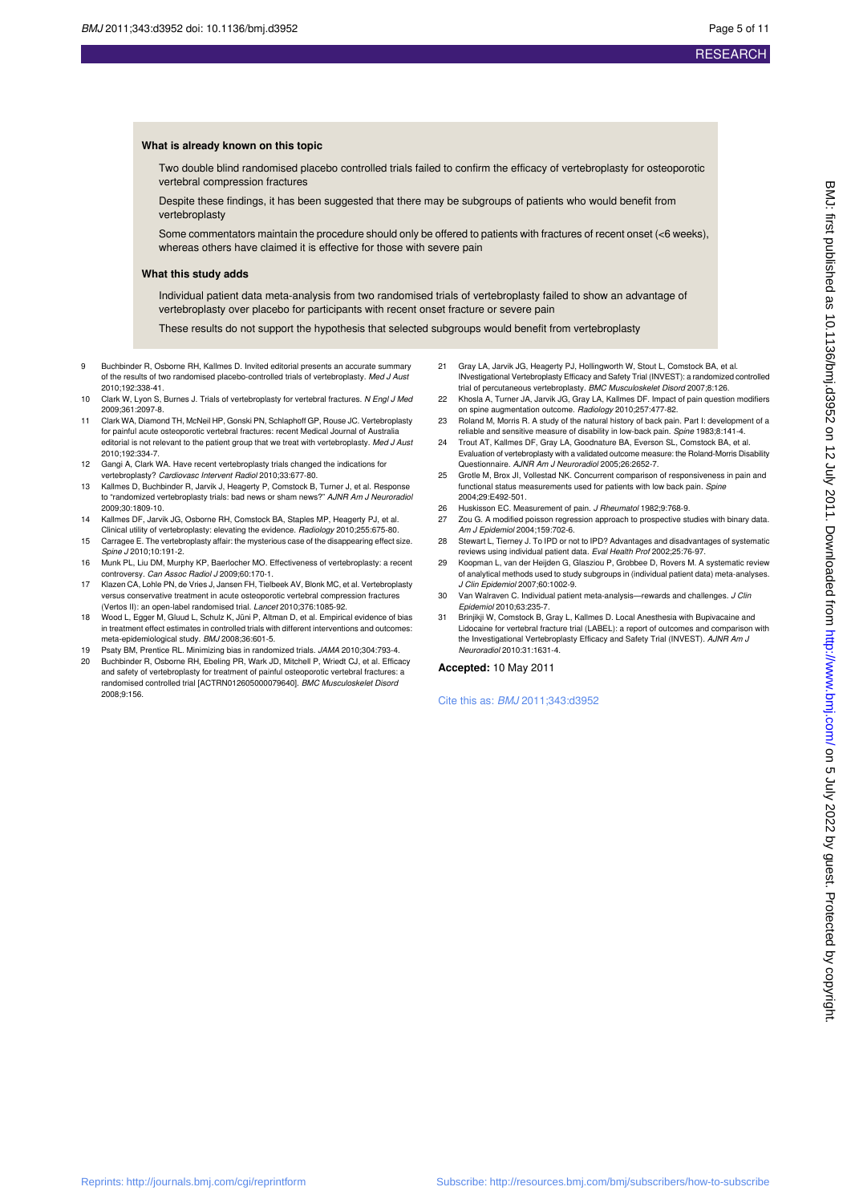### What is already known on this topic

Two double blind randomised placebo controlled trials failed to confirm the efficacy of vertebroplasty for osteoporotic vertebral compression fractures

Despite these findings, it has been suggested that there may be subgroups of patients who would benefit from vertebroplasty

Some commentators maintain the procedure should only be offered to patients with fractures of recent onset (<6 weeks), whereas others have claimed it is effective for those with severe pain

### What this study adds

Individual patient data meta-analysis from two randomised trials of vertebroplasty failed to show an advantage of vertebroplasty over placebo for participants with recent onset fracture or severe pain

These results do not support the hypothesis that selected subgroups would benefit from vertebroplasty

9 Buchbinder R, Osborne RH, Kallmes D. Invited editorial presents an accurate summary of the results of two randomised placebo-controlled trials of vertebroplasty. *Med J Aust* 2010;192:338-41.
10 Clark W, Lyon S, Burnes J. Trials of vertebroplasty for vertebral fractures. *N Engl J Med* 2009;361:2097-8.
11 Clark WA, Diamond TH, McNeil HP, Gonski PN, Schlaphoff GP, Rouse JC. Vertebroplasty for painful acute osteoporotic vertebral fractures: recent Medical Journal of Australia editorial is not relevant to the patient group that we treat with vertebroplasty. *Med J Aust* 2010;192:334-7.
12 Gangi A, Clark WA. Have recent vertebroplasty trials changed the indications for vertebroplasty? *Cardiovasc Intervent Radiol* 2010;33:677-80.
13 Kallmes D, Buchbinder R, Jarvik J, Heagerty P, Comstock B, Turner J, et al. Response to "randomized vertebroplasty trials: bad news or sham news?" *AJNR Am J Neuroradiol* 2009;30:1809-10.
14 Kallmes DF, Jarvik JG, Osborne RH, Comstock BA, Staples MP, Heagerty PJ, et al. Clinical utility of vertebroplasty: elevating the evidence. *Radiology* 2010;255:675-80.
15 Carragee E. The vertebroplasty affair: the mysterious case of the disappearing effect size. *Spine J* 2010;10:191-2.
16 Munk PL, Liu DM, Murphy KP, Baerlocher MO. Effectiveness of vertebroplasty: a recent controversy. *Can Assoc Radiol J* 2009;60:170-1.
17 Klazen CA, Lohle PN, de Vries J, Jansen FH, Tielbeek AV, Blonk MC, et al. Vertebroplasty versus conservative treatment in acute osteoporotic vertebral compression fractures (Vertos II): an open-label randomised trial. *Lancet* 2010;376:1085-92.
18 Wood L, Egger M, Gluud L, Schulz K, Jüni P, Altman D, et al. Empirical evidence of bias in treatment effect estimates in controlled trials with different interventions and outcomes: meta-epidemiological study. *BMJ* 2008;36:601-5.
19 Psaty BM, Prentice RL. Minimizing bias in randomized trials. *JAMA* 2010;304:793-4.
20 Buchbinder R, Osborne RH, Ebeling PR, Wark JD, Mitchell P, Wriedt CJ, et al. Efficacy and safety of vertebroplasty for treatment of painful osteoporotic vertebral fractures: a randomised controlled trial [ACTRN012605000079640]. *BMC Musculoskelet Disord* 2008;9:156.
21 Gray LA, Jarvik JG, Heagerty PJ, Hollingworth W, Stout L, Comstock BA, et al. INvestigational Vertebroplasty Efficacy and Safety Trial (INVEST): a randomized controlled trial of percutaneous vertebroplasty. *BMC Musculoskelet Disord* 2007;8:126.
22 Khosla A, Turner JA, Jarvik JG, Gray LA, Kallmes DF. Impact of pain question modifiers on spine augmentation outcome. *Radiology* 2010;257:477-82.
23 Roland M, Morris R. A study of the natural history of back pain. Part I: development of a reliable and sensitive measure of disability in low-back pain. *Spine* 1983;8:141-4.
24 Trout AT, Kallmes DF, Gray LA, Goodnature BA, Everson SL, Comstock BA, et al. Evaluation of vertebroplasty with a validated outcome measure: the Roland-Morris Disability Questionnaire. *AJNR Am J Neuroradiol* 2005;26:2652-7.
25 Grotle M, Brox JI, Vollestad NK. Concurrent comparison of responsiveness in pain and functional status measurements used for patients with low back pain. *Spine* 2004;29:E492-501.
26 Huskisson EC. Measurement of pain. *J Rheumatol* 1982;9:768-9.
27 Zou G. A modified poisson regression approach to prospective studies with binary data. *Am J Epidemiol* 2004;159:702-6.
28 Stewart L, Tierney J. To IPD or not to IPD? Advantages and disadvantages of systematic reviews using individual patient data. *Eval Health Prof* 2002;25:76-97.
29 Koopman L, van der Heijden G, Glasziou P, Grobbee D, Rovers M. A systematic review of analytical methods used to study subgroups in (individual patient data) meta-analyses. *J Clin Epidemiol* 2007;60:1002-9.
30 Van Walraven C. Individual patient meta-analysis—rewards and challenges. *J Clin Epidemiol* 2010;63:235-7.
31 Brinjikji W, Comstock B, Gray L, Kallmes D. Local Anesthesia with Bupivacaine and Lidocaine for vertebral fracture trial (LABEL): a report of outcomes and comparison with the Investigational Vertebroplasty Efficacy and Safety Trial (INVEST). *AJNR Am J Neuroradiol* 2010;31:1631-4.

**Accepted:** 10 May 2011

Cite this as: *BMJ* 2011;343:d3952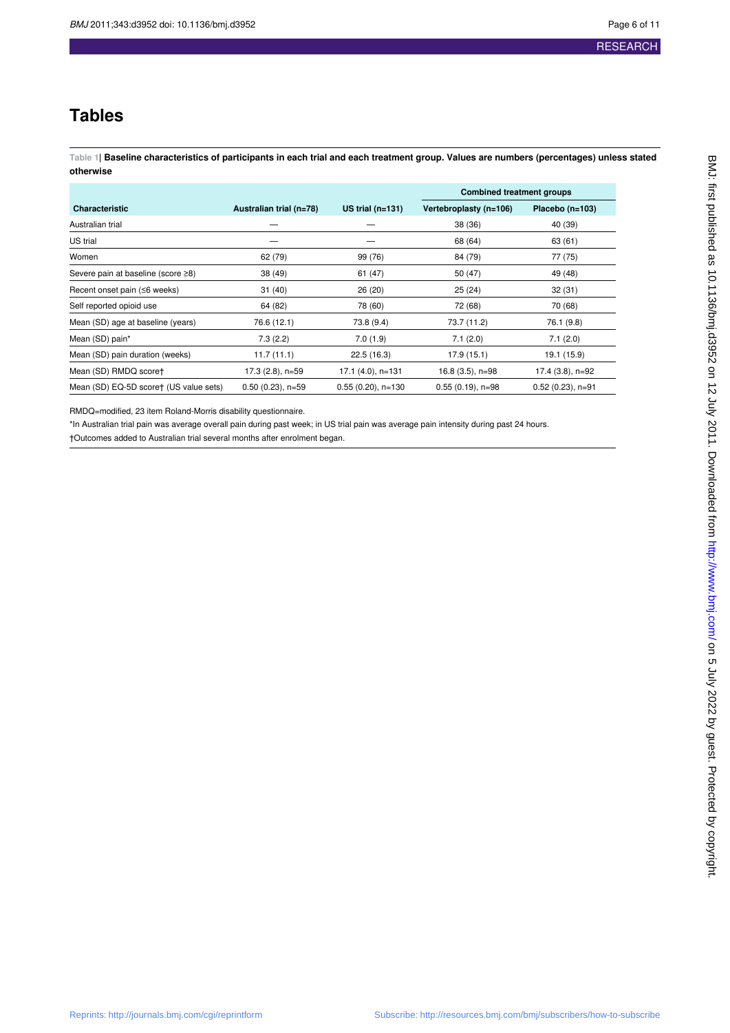# Tables

**Table 1| Baseline characteristics of participants in each trial and each treatment group. Values are numbers (percentages) unless stated otherwise**

| Characteristic | Australian trial (n=78) | US trial (n=131) | Combined treatment groups | |
|---|---|---|---|---|
| | | | Vertebroplasty (n=106) | Placebo (n=103) |
| Australian trial | — | — | 38 (36) | 40 (39) |
| US trial | — | — | 68 (64) | 63 (61) |
| Women | 62 (79) | 99 (76) | 84 (79) | 77 (75) |
| Severe pain at baseline (score ≥8) | 38 (49) | 61 (47) | 50 (47) | 49 (48) |
| Recent onset pain (≤6 weeks) | 31 (40) | 26 (20) | 25 (24) | 32 (31) |
| Self reported opioid use | 64 (82) | 78 (60) | 72 (68) | 70 (68) |
| Mean (SD) age at baseline (years) | 76.6 (12.1) | 73.8 (9.4) | 73.7 (11.2) | 76.1 (9.8) |
| Mean (SD) pain* | 7.3 (2.2) | 7.0 (1.9) | 7.1 (2.0) | 7.1 (2.0) |
| Mean (SD) pain duration (weeks) | 11.7 (11.1) | 22.5 (16.3) | 17.9 (15.1) | 19.1 (15.9) |
| Mean (SD) RMDQ score† | 17.3 (2.8), n=59 | 17.1 (4.0), n=131 | 16.8 (3.5), n=98 | 17.4 (3.8), n=92 |
| Mean (SD) EQ-5D score† (US value sets) | 0.50 (0.23), n=59 | 0.55 (0.20), n=130 | 0.55 (0.19), n=98 | 0.52 (0.23), n=91 |

RMDQ=modified, 23 item Roland-Morris disability questionnaire.

*In Australian trial pain was average overall pain during past week; in US trial pain was average pain intensity during past 24 hours.

†Outcomes added to Australian trial several months after enrolment began.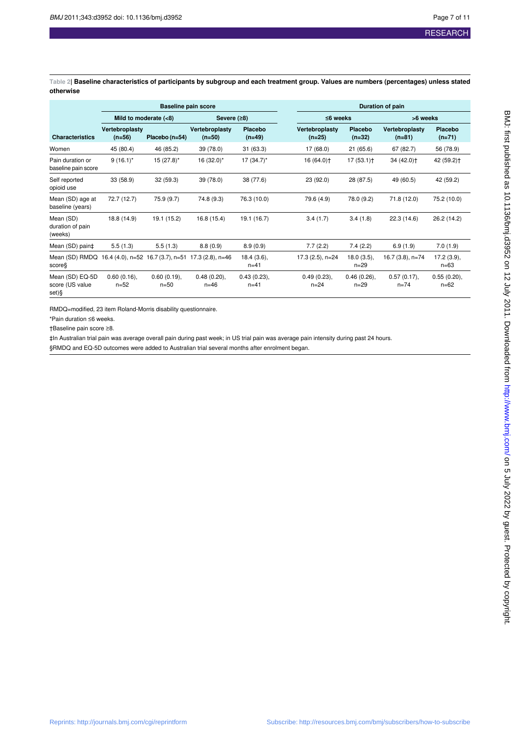**Table 2| Baseline characteristics of participants by subgroup and each treatment group. Values are numbers (percentages) unless stated otherwise**

| | Baseline pain score | | | | Duration of pain | | | |
|---|---|---|---|---|---|---|---|---|
| | Mild to moderate (<8) | | Severe (≥8) | | ≤6 weeks | | >6 weeks | |
| Characteristics | Vertebroplasty (n=56) | Placebo (n=54) | Vertebroplasty (n=50) | Placebo (n=49) | Vertebroplasty (n=25) | Placebo (n=32) | Vertebroplasty (n=81) | Placebo (n=71) |
| Women | 45 (80.4) | 46 (85.2) | 39 (78.0) | 31 (63.3) | 17 (68.0) | 21 (65.6) | 67 (82.7) | 56 (78.9) |
| Pain duration or baseline pain score | 9 (16.1)* | 15 (27.8)* | 16 (32.0)* | 17 (34.7)* | 16 (64.0)† | 17 (53.1)† | 34 (42.0)† | 42 (59.2)† |
| Self reported opioid use | 33 (58.9) | 32 (59.3) | 39 (78.0) | 38 (77.6) | 23 (92.0) | 28 (87.5) | 49 (60.5) | 42 (59.2) |
| Mean (SD) age at baseline (years) | 72.7 (12.7) | 75.9 (9.7) | 74.8 (9.3) | 76.3 (10.0) | 79.6 (4.9) | 78.0 (9.2) | 71.8 (12.0) | 75.2 (10.0) |
| Mean (SD) duration of pain (weeks) | 18.8 (14.9) | 19.1 (15.2) | 16.8 (15.4) | 19.1 (16.7) | 3.4 (1.7) | 3.4 (1.8) | 22.3 (14.6) | 26.2 (14.2) |
| Mean (SD) pain‡ | 5.5 (1.3) | 5.5 (1.3) | 8.8 (0.9) | 8.9 (0.9) | 7.7 (2.2) | 7.4 (2.2) | 6.9 (1.9) | 7.0 (1.9) |
| Mean (SD) RMDQ score§ | 16.4 (4.0), n=52 | 16.7 (3.7), n=51 | 17.3 (2.8), n=46 | 18.4 (3.6), n=41 | 17.3 (2.5), n=24 | 18.0 (3.5), n=29 | 16.7 (3.8), n=74 | 17.2 (3.9), n=63 |
| Mean (SD) EQ-5D score (US value set)§ | 0.60 (0.16), n=52 | 0.60 (0.19), n=50 | 0.48 (0.20), n=46 | 0.43 (0.23), n=41 | 0.49 (0.23), n=24 | 0.46 (0.26), n=29 | 0.57 (0.17), n=74 | 0.55 (0.20), n=62 |

RMDQ=modified, 23 item Roland-Morris disability questionnaire.

*Pain duration ≤6 weeks.

†Baseline pain score ≥8.

‡In Australian trial pain was average overall pain during past week; in US trial pain was average pain intensity during past 24 hours.

§RMDQ and EQ-5D outcomes were added to Australian trial several months after enrolment began.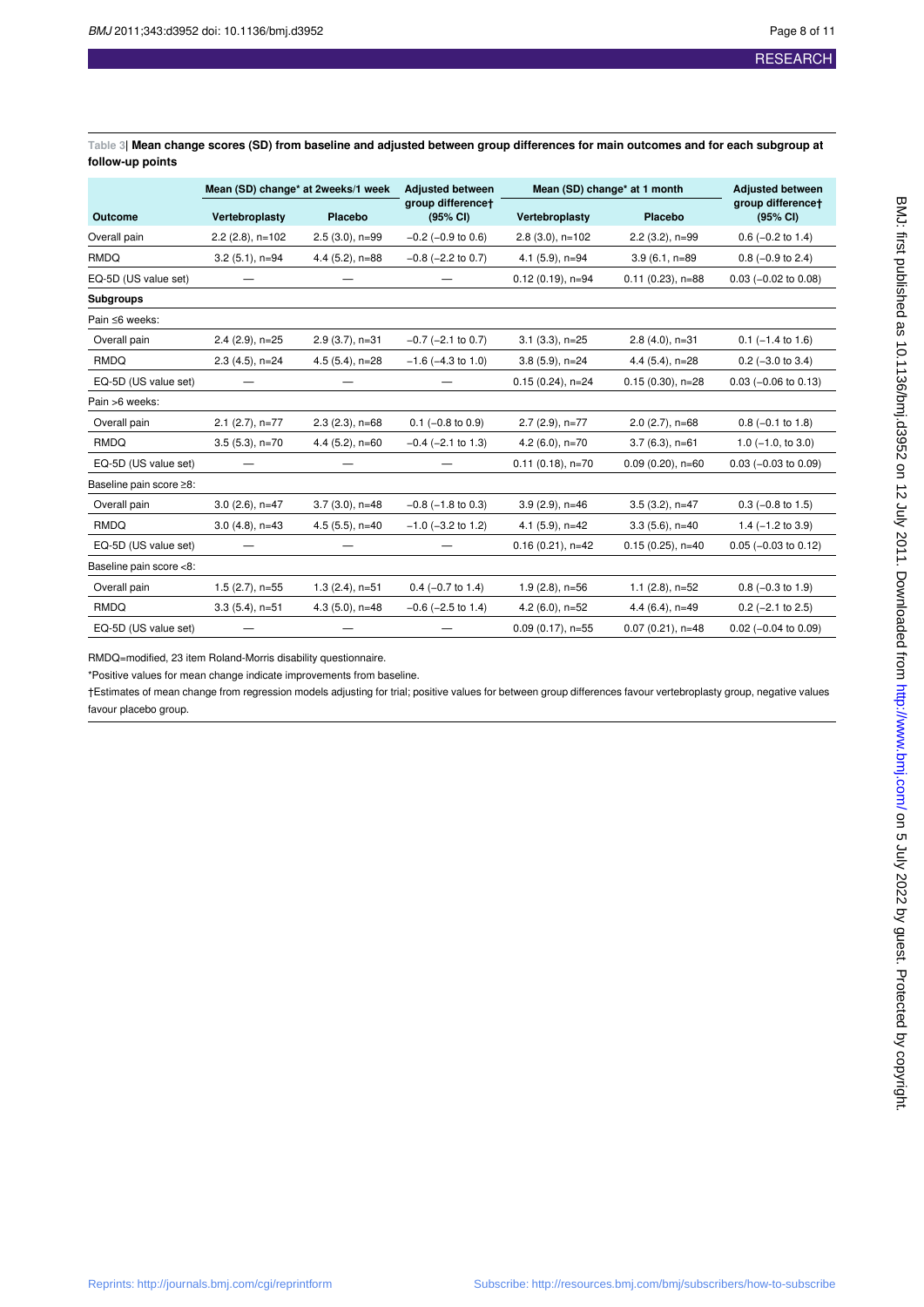**Table 3| Mean change scores (SD) from baseline and adjusted between group differences for main outcomes and for each subgroup at follow-up points**

| | Mean (SD) change* at 2weeks/1 week | | Adjusted between group difference† (95% CI) | Mean (SD) change* at 1 month | | Adjusted between group difference† (95% CI) |
|---|---|---|---|---|---|---|
| Outcome | Vertebroplasty | Placebo | | Vertebroplasty | Placebo | |
| Overall pain | 2.2 (2.8), n=102 | 2.5 (3.0), n=99 | −0.2 (−0.9 to 0.6) | 2.8 (3.0), n=102 | 2.2 (3.2), n=99 | 0.6 (−0.2 to 1.4) |
| RMDQ | 3.2 (5.1), n=94 | 4.4 (5.2), n=88 | −0.8 (−2.2 to 0.7) | 4.1 (5.9), n=94 | 3.9 (6.1, n=89 | 0.8 (−0.9 to 2.4) |
| EQ-5D (US value set) | — | — | — | 0.12 (0.19), n=94 | 0.11 (0.23), n=88 | 0.03 (−0.02 to 0.08) |
| **Subgroups** | | | | | | |
| Pain ≤6 weeks: | | | | | | |
| Overall pain | 2.4 (2.9), n=25 | 2.9 (3.7), n=31 | −0.7 (−2.1 to 0.7) | 3.1 (3.3), n=25 | 2.8 (4.0), n=31 | 0.1 (−1.4 to 1.6) |
| RMDQ | 2.3 (4.5), n=24 | 4.5 (5.4), n=28 | −1.6 (−4.3 to 1.0) | 3.8 (5.9), n=24 | 4.4 (5.4), n=28 | 0.2 (−3.0 to 3.4) |
| EQ-5D (US value set) | — | — | — | 0.15 (0.24), n=24 | 0.15 (0.30), n=28 | 0.03 (−0.06 to 0.13) |
| Pain >6 weeks: | | | | | | |
| Overall pain | 2.1 (2.7), n=77 | 2.3 (2.3), n=68 | 0.1 (−0.8 to 0.9) | 2.7 (2.9), n=77 | 2.0 (2.7), n=68 | 0.8 (−0.1 to 1.8) |
| RMDQ | 3.5 (5.3), n=70 | 4.4 (5.2), n=60 | −0.4 (−2.1 to 1.3) | 4.2 (6.0), n=70 | 3.7 (6.3), n=61 | 1.0 (−1.0, to 3.0) |
| EQ-5D (US value set) | — | — | — | 0.11 (0.18), n=70 | 0.09 (0.20), n=60 | 0.03 (−0.03 to 0.09) |
| Baseline pain score ≥8: | | | | | | |
| Overall pain | 3.0 (2.6), n=47 | 3.7 (3.0), n=48 | −0.8 (−1.8 to 0.3) | 3.9 (2.9), n=46 | 3.5 (3.2), n=47 | 0.3 (−0.8 to 1.5) |
| RMDQ | 3.0 (4.8), n=43 | 4.5 (5.5), n=40 | −1.0 (−3.2 to 1.2) | 4.1 (5.9), n=42 | 3.3 (5.6), n=40 | 1.4 (−1.2 to 3.9) |
| EQ-5D (US value set) | — | — | — | 0.16 (0.21), n=42 | 0.15 (0.25), n=40 | 0.05 (−0.03 to 0.12) |
| Baseline pain score <8: | | | | | | |
| Overall pain | 1.5 (2.7), n=55 | 1.3 (2.4), n=51 | 0.4 (−0.7 to 1.4) | 1.9 (2.8), n=56 | 1.1 (2.8), n=52 | 0.8 (−0.3 to 1.9) |
| RMDQ | 3.3 (5.4), n=51 | 4.3 (5.0), n=48 | −0.6 (−2.5 to 1.4) | 4.2 (6.0), n=52 | 4.4 (6.4), n=49 | 0.2 (−2.1 to 2.5) |
| EQ-5D (US value set) | — | — | — | 0.09 (0.17), n=55 | 0.07 (0.21), n=48 | 0.02 (−0.04 to 0.09) |

RMDQ=modified, 23 item Roland-Morris disability questionnaire.

*Positive values for mean change indicate improvements from baseline.

†Estimates of mean change from regression models adjusting for trial; positive values for between group differences favour vertebroplasty group, negative values favour placebo group.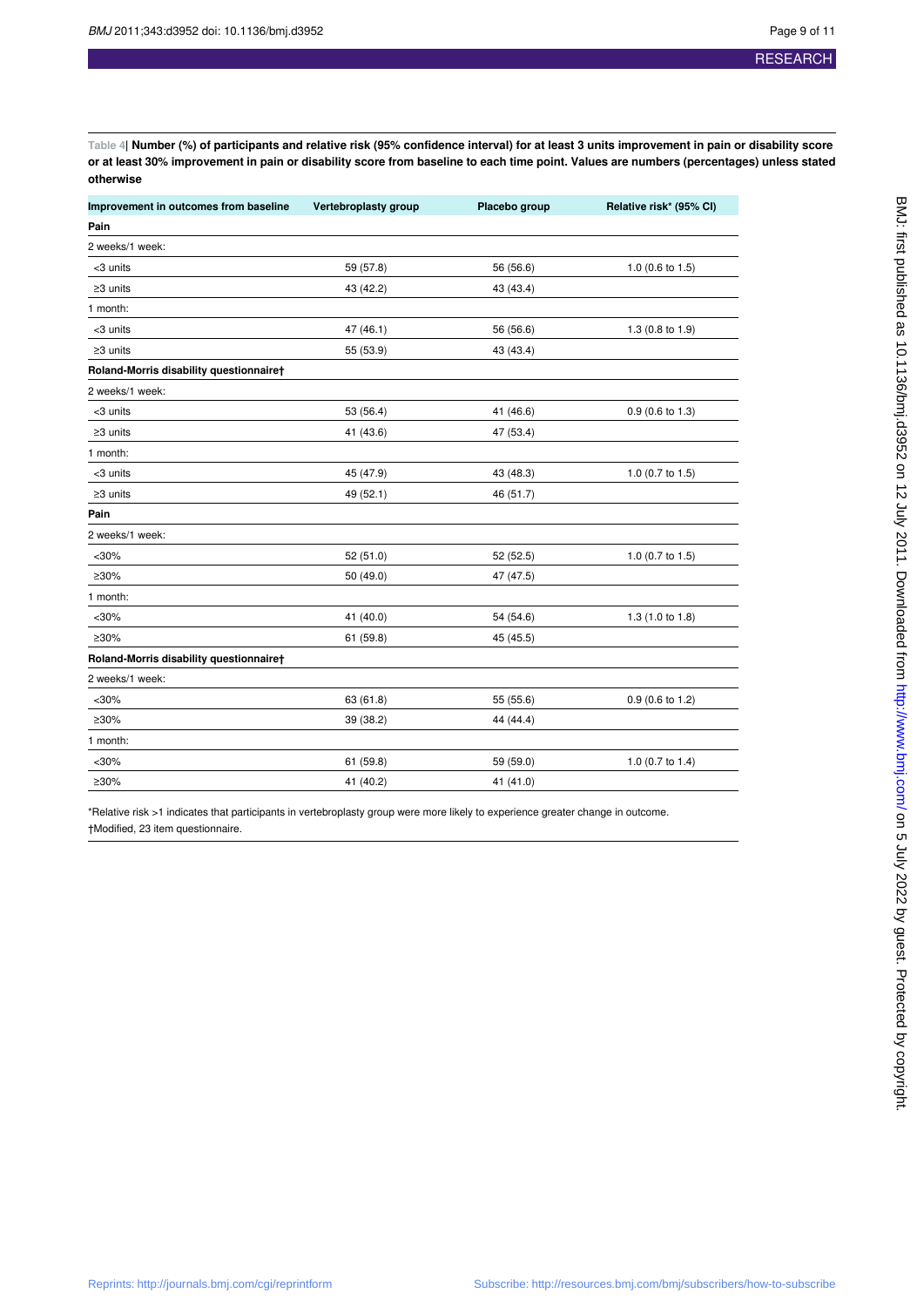**Table 4| Number (%) of participants and relative risk (95% confidence interval) for at least 3 units improvement in pain or disability score or at least 30% improvement in pain or disability score from baseline to each time point. Values are numbers (percentages) unless stated otherwise**

| Improvement in outcomes from baseline | Vertebroplasty group | Placebo group | Relative risk* (95% CI) |
|---|---|---|---|
| **Pain** | | | |
| 2 weeks/1 week: | | | |
| <3 units | 59 (57.8) | 56 (56.6) | 1.0 (0.6 to 1.5) |
| ≥3 units | 43 (42.2) | 43 (43.4) | |
| 1 month: | | | |
| <3 units | 47 (46.1) | 56 (56.6) | 1.3 (0.8 to 1.9) |
| ≥3 units | 55 (53.9) | 43 (43.4) | |
| **Roland-Morris disability questionnaire†** | | | |
| 2 weeks/1 week: | | | |
| <3 units | 53 (56.4) | 41 (46.6) | 0.9 (0.6 to 1.3) |
| ≥3 units | 41 (43.6) | 47 (53.4) | |
| 1 month: | | | |
| <3 units | 45 (47.9) | 43 (48.3) | 1.0 (0.7 to 1.5) |
| ≥3 units | 49 (52.1) | 46 (51.7) | |
| **Pain** | | | |
| 2 weeks/1 week: | | | |
| <30% | 52 (51.0) | 52 (52.5) | 1.0 (0.7 to 1.5) |
| ≥30% | 50 (49.0) | 47 (47.5) | |
| 1 month: | | | |
| <30% | 41 (40.0) | 54 (54.6) | 1.3 (1.0 to 1.8) |
| ≥30% | 61 (59.8) | 45 (45.5) | |
| **Roland-Morris disability questionnaire†** | | | |
| 2 weeks/1 week: | | | |
| <30% | 63 (61.8) | 55 (55.6) | 0.9 (0.6 to 1.2) |
| ≥30% | 39 (38.2) | 44 (44.4) | |
| 1 month: | | | |
| <30% | 61 (59.8) | 59 (59.0) | 1.0 (0.7 to 1.4) |
| ≥30% | 41 (40.2) | 41 (41.0) | |

*Relative risk >1 indicates that participants in vertebroplasty group were more likely to experience greater change in outcome.

†Modified, 23 item questionnaire.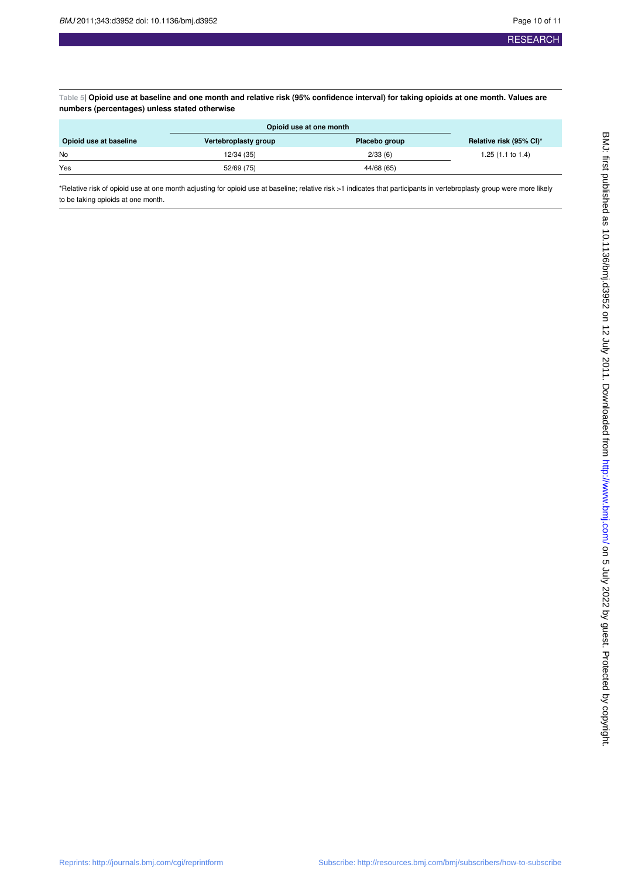**Table 5| Opioid use at baseline and one month and relative risk (95% confidence interval) for taking opioids at one month. Values are numbers (percentages) unless stated otherwise**

| | Opioid use at one month | | |
|---|---|---|---|
| Opioid use at baseline | Vertebroplasty group | Placebo group | Relative risk (95% CI)* |
| No | 12/34 (35) | 2/33 (6) | 1.25 (1.1 to 1.4) |
| Yes | 52/69 (75) | 44/68 (65) | |

*Relative risk of opioid use at one month adjusting for opioid use at baseline; relative risk >1 indicates that participants in vertebroplasty group were more likely to be taking opioids at one month.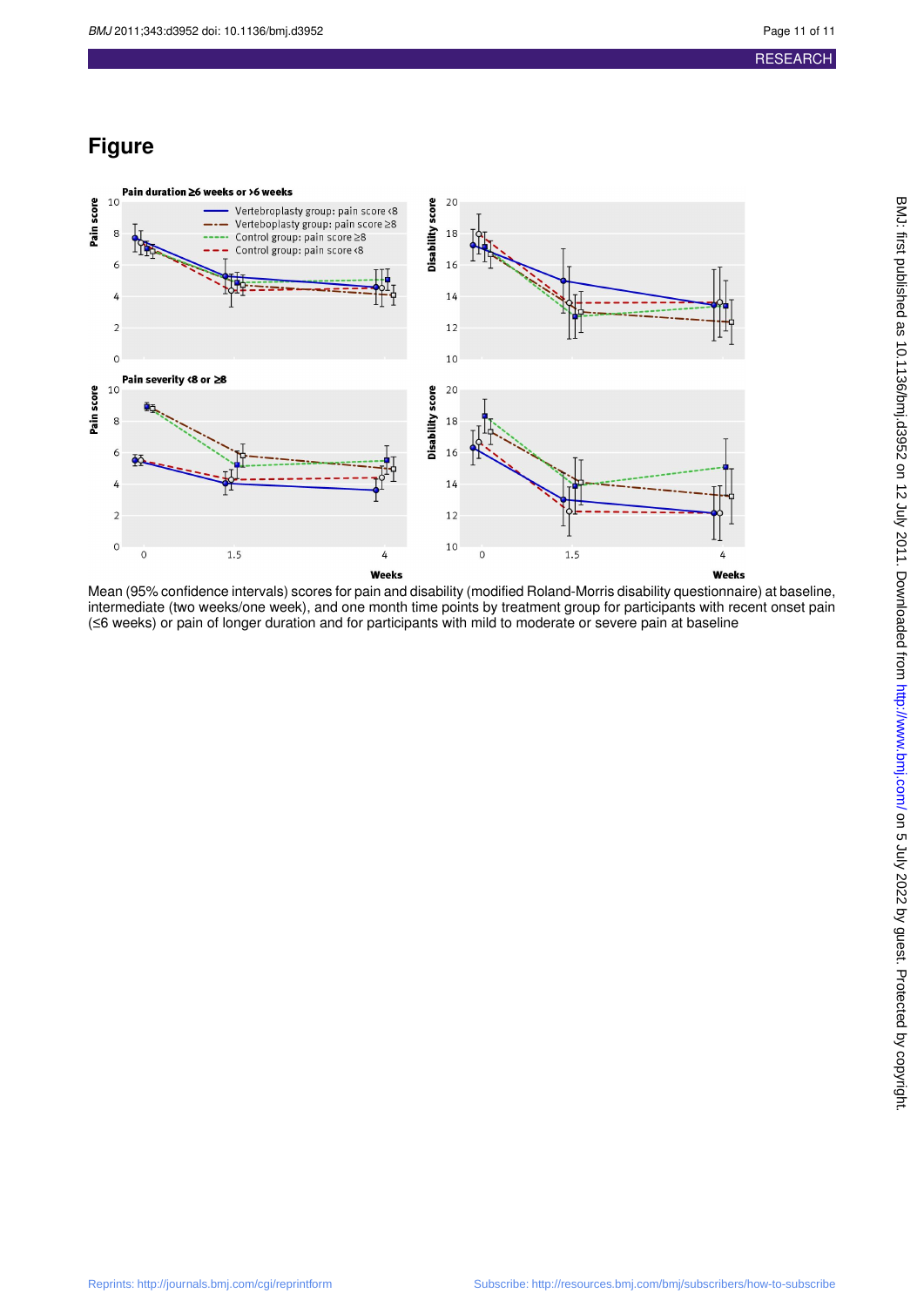# Figure

Pain duration ≥6 weeks or >6 weeks

Pain score

10
8
6
4
2
0

Vertebroplasty group: pain score <8
Vertebroplasty group: pain score ≥8
Control group: pain score ≥8
Control group: pain score <8

Disability score

20
18
16
14
12
10

Pain severity <8 or ≥8

Pain score

10
8
6
4
2
0

0 1.5 4

Weeks

Disability score

20
18
16
14
12
10

0 1.5 4

Weeks

Mean (95% confidence intervals) scores for pain and disability (modified Roland-Morris disability questionnaire) at baseline, intermediate (two weeks/one week), and one month time points by treatment group for participants with recent onset pain (≤6 weeks) or pain of longer duration and for participants with mild to moderate or severe pain at baseline